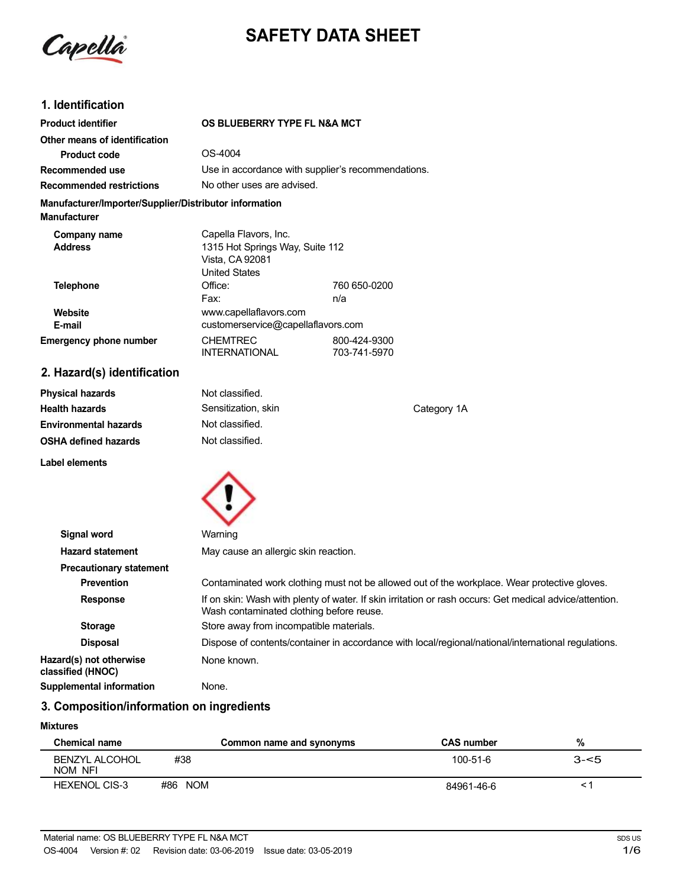# SAFETY DATA SHEET

## 1. Identification

| | | |
|---|---|---|
| **Product identifier** | **OS BLUEBERRY TYPE FL N&A MCT** | |
| **Other means of identification** | | |
| **Product code** | OS-4004 | |
| **Recommended use** | Use in accordance with supplier's recommendations. | |
| **Recommended restrictions** | No other uses are advised. | |

**Manufacturer/Importer/Supplier/Distributor information**

**Manufacturer**

| | | |
|---|---|---|
| **Company name** | Capella Flavors, Inc. | |
| **Address** | 1315 Hot Springs Way, Suite 112<br>Vista, CA 92081<br>United States | |
| **Telephone** | Office: | 760 650-0200 |
| | Fax: | n/a |
| **Website** | www.capellaflavors.com | |
| **E-mail** | customerservice@capellaflavors.com | |
| **Emergency phone number** | CHEMTREC | 800-424-9300 |
| | INTERNATIONAL | 703-741-5970 |

## 2. Hazard(s) identification

| | | |
|---|---|---|
| **Physical hazards** | Not classified. | |
| **Health hazards** | Sensitization, skin | Category 1A |
| **Environmental hazards** | Not classified. | |
| **OSHA defined hazards** | Not classified. | |

**Label elements**

| | |
|---|---|
| **Signal word** | Warning |
| **Hazard statement** | May cause an allergic skin reaction. |
| **Precautionary statement** | |
| **Prevention** | Contaminated work clothing must not be allowed out of the workplace. Wear protective gloves. |
| **Response** | If on skin: Wash with plenty of water. If skin irritation or rash occurs: Get medical advice/attention. Wash contaminated clothing before reuse. |
| **Storage** | Store away from incompatible materials. |
| **Disposal** | Dispose of contents/container in accordance with local/regional/national/international regulations. |
| **Hazard(s) not otherwise classified (HNOC)** | None known. |
| **Supplemental information** | None. |

## 3. Composition/information on ingredients

**Mixtures**

| Chemical name | Common name and synonyms | CAS number | % |
|---|---|---|---|
| BENZYL ALCOHOL #38 NOM NFI | | 100-51-6 | 3-<5 |
| HEXENOL CIS-3 #86 NOM | | 84961-46-6 | < 1 |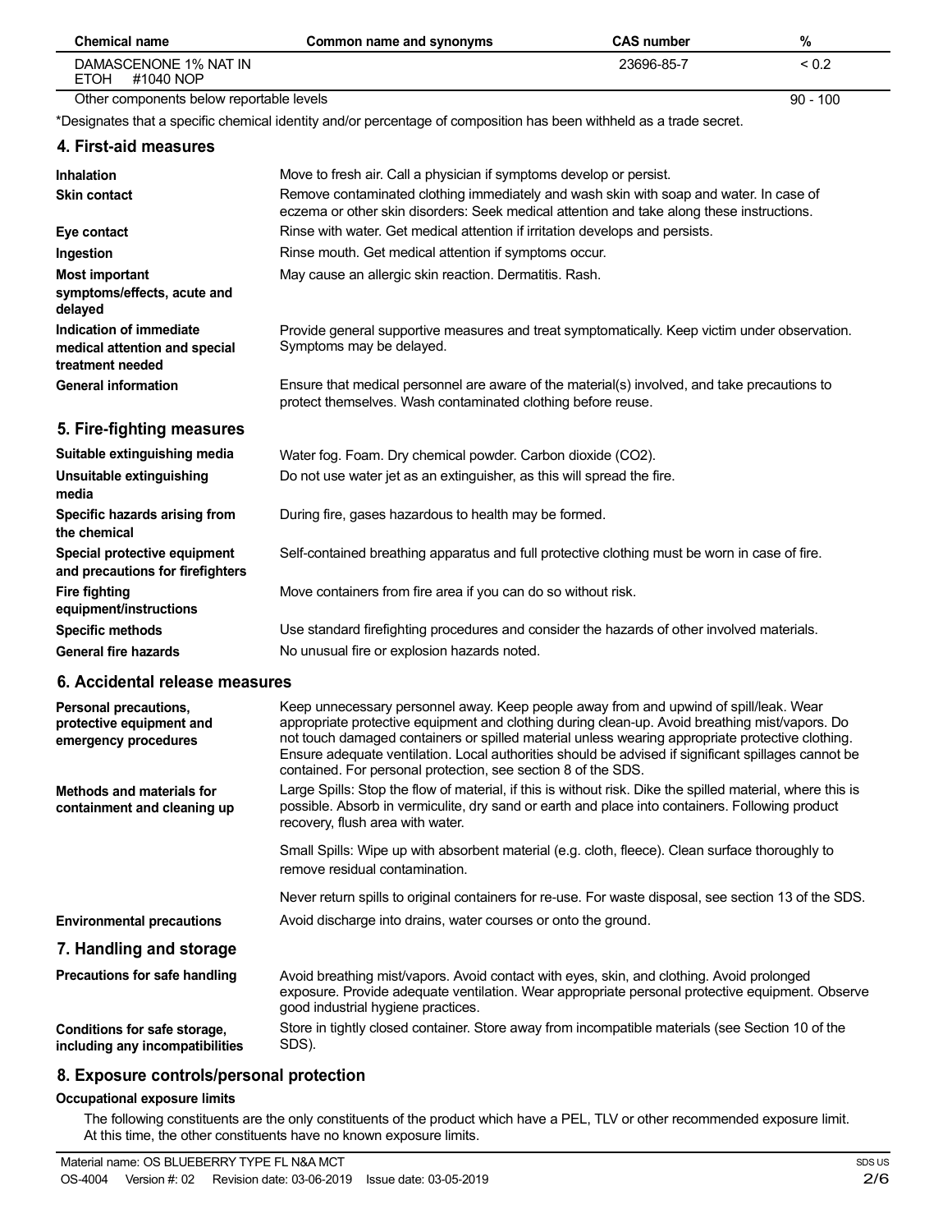| Chemical name | Common name and synonyms | CAS number | % |
| --- | --- | --- | --- |
| DAMASCENONE 1% NAT IN ETOH #1040 NOP | | 23696-85-7 | < 0.2 |
| Other components below reportable levels | | | 90 - 100 |

*Designates that a specific chemical identity and/or percentage of composition has been withheld as a trade secret.

## 4. First-aid measures

**Inhalation**
Move to fresh air. Call a physician if symptoms develop or persist.

**Skin contact**
Remove contaminated clothing immediately and wash skin with soap and water. In case of eczema or other skin disorders: Seek medical attention and take along these instructions.

**Eye contact**
Rinse with water. Get medical attention if irritation develops and persists.

**Ingestion**
Rinse mouth. Get medical attention if symptoms occur.

**Most important symptoms/effects, acute and delayed**
May cause an allergic skin reaction. Dermatitis. Rash.

**Indication of immediate medical attention and special treatment needed**
Provide general supportive measures and treat symptomatically. Keep victim under observation. Symptoms may be delayed.

**General information**
Ensure that medical personnel are aware of the material(s) involved, and take precautions to protect themselves. Wash contaminated clothing before reuse.

## 5. Fire-fighting measures

**Suitable extinguishing media**
Water fog. Foam. Dry chemical powder. Carbon dioxide ($CO_2$).

**Unsuitable extinguishing media**
Do not use water jet as an extinguisher, as this will spread the fire.

**Specific hazards arising from the chemical**
During fire, gases hazardous to health may be formed.

**Special protective equipment and precautions for firefighters**
Self-contained breathing apparatus and full protective clothing must be worn in case of fire.

**Fire fighting equipment/instructions**
Move containers from fire area if you can do so without risk.

**Specific methods**
Use standard firefighting procedures and consider the hazards of other involved materials.

**General fire hazards**
No unusual fire or explosion hazards noted.

## 6. Accidental release measures

**Personal precautions, protective equipment and emergency procedures**
Keep unnecessary personnel away. Keep people away from and upwind of spill/leak. Wear appropriate protective equipment and clothing during clean-up. Avoid breathing mist/vapors. Do not touch damaged containers or spilled material unless wearing appropriate protective clothing. Ensure adequate ventilation. Local authorities should be advised if significant spillages cannot be contained. For personal protection, see section 8 of the SDS.

**Methods and materials for containment and cleaning up**
Large Spills: Stop the flow of material, if this is without risk. Dike the spilled material, where this is possible. Absorb in vermiculite, dry sand or earth and place into containers. Following product recovery, flush area with water.

Small Spills: Wipe up with absorbent material (e.g. cloth, fleece). Clean surface thoroughly to remove residual contamination.

Never return spills to original containers for re-use. For waste disposal, see section 13 of the SDS.

**Environmental precautions**
Avoid discharge into drains, water courses or onto the ground.

## 7. Handling and storage

**Precautions for safe handling**
Avoid breathing mist/vapors. Avoid contact with eyes, skin, and clothing. Avoid prolonged exposure. Provide adequate ventilation. Wear appropriate personal protective equipment. Observe good industrial hygiene practices.

**Conditions for safe storage, including any incompatibilities**
Store in tightly closed container. Store away from incompatible materials (see Section 10 of the SDS).

## 8. Exposure controls/personal protection

**Occupational exposure limits**

The following constituents are the only constituents of the product which have a PEL, TLV or other recommended exposure limit. At this time, the other constituents have no known exposure limits.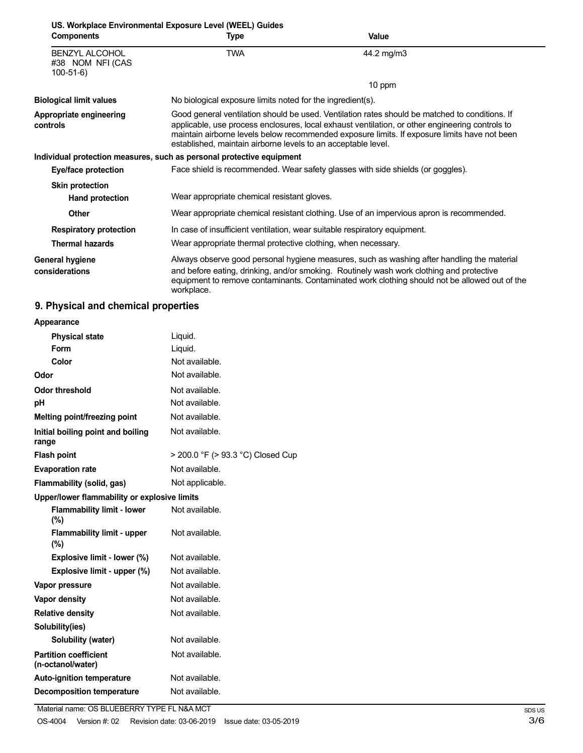**US. Workplace Environmental Exposure Level (WEEL) Guides**

| Components | Type | Value |
|---|---|---|
| BENZYL ALCOHOL #38 NOM NFI (CAS 100-51-6) | TWA | 44.2 mg/m3 |
| | | 10 ppm |

**Biological limit values** No biological exposure limits noted for the ingredient(s).

**Appropriate engineering controls** Good general ventilation should be used. Ventilation rates should be matched to conditions. If applicable, use process enclosures, local exhaust ventilation, or other engineering controls to maintain airborne levels below recommended exposure limits. If exposure limits have not been established, maintain airborne levels to an acceptable level.

**Individual protection measures, such as personal protective equipment**

**Eye/face protection** Face shield is recommended. Wear safety glasses with side shields (or goggles).

**Skin protection**

**Hand protection** Wear appropriate chemical resistant gloves.

**Other** Wear appropriate chemical resistant clothing. Use of an impervious apron is recommended.

**Respiratory protection** In case of insufficient ventilation, wear suitable respiratory equipment.

**Thermal hazards** Wear appropriate thermal protective clothing, when necessary.

**General hygiene considerations** Always observe good personal hygiene measures, such as washing after handling the material and before eating, drinking, and/or smoking. Routinely wash work clothing and protective equipment to remove contaminants. Contaminated work clothing should not be allowed out of the workplace.

## 9. Physical and chemical properties

**Appearance**

| | |
|---|---|
| **Physical state** | Liquid. |
| **Form** | Liquid. |
| **Color** | Not available. |
| **Odor** | Not available. |
| **Odor threshold** | Not available. |
| **pH** | Not available. |
| **Melting point/freezing point** | Not available. |
| **Initial boiling point and boiling range** | Not available. |
| **Flash point** | > 200.0 °F (> 93.3 °C) Closed Cup |
| **Evaporation rate** | Not available. |
| **Flammability (solid, gas)** | Not applicable. |
| **Upper/lower flammability or explosive limits** | |
| **Flammability limit - lower (%)** | Not available. |
| **Flammability limit - upper (%)** | Not available. |
| **Explosive limit - lower (%)** | Not available. |
| **Explosive limit - upper (%)** | Not available. |
| **Vapor pressure** | Not available. |
| **Vapor density** | Not available. |
| **Relative density** | Not available. |
| **Solubility(ies)** | |
| **Solubility (water)** | Not available. |
| **Partition coefficient (n-octanol/water)** | Not available. |
| **Auto-ignition temperature** | Not available. |
| **Decomposition temperature** | Not available. |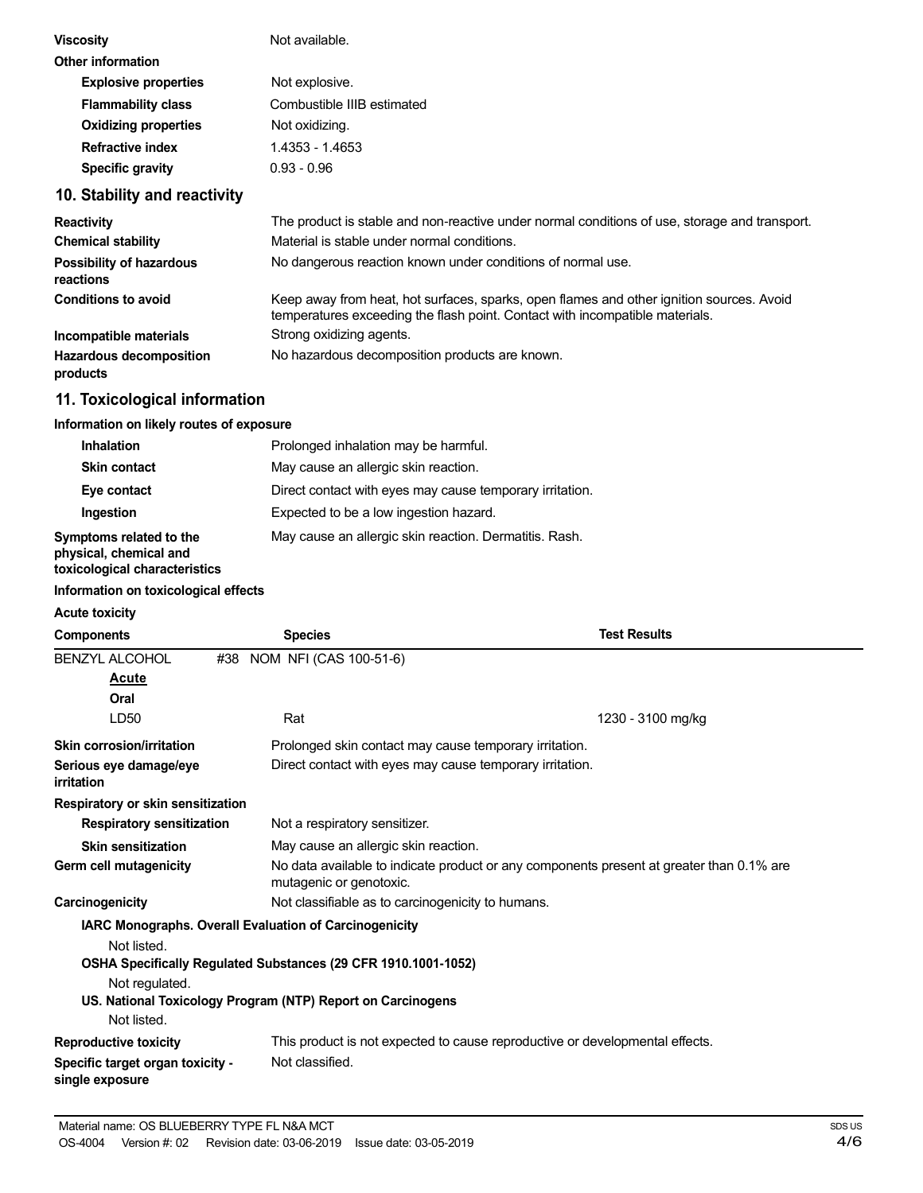| | |
|---|---|
| **Viscosity** | Not available. |
| **Other information** | |
| **Explosive properties** | Not explosive. |
| **Flammability class** | Combustible IIIB estimated |
| **Oxidizing properties** | Not oxidizing. |
| **Refractive index** | 1.4353 - 1.4653 |
| **Specific gravity** | 0.93 - 0.96 |

## 10. Stability and reactivity

| | |
|---|---|
| **Reactivity** | The product is stable and non-reactive under normal conditions of use, storage and transport. |
| **Chemical stability** | Material is stable under normal conditions. |
| **Possibility of hazardous reactions** | No dangerous reaction known under conditions of normal use. |
| **Conditions to avoid** | Keep away from heat, hot surfaces, sparks, open flames and other ignition sources. Avoid temperatures exceeding the flash point. Contact with incompatible materials. |
| **Incompatible materials** | Strong oxidizing agents. |
| **Hazardous decomposition products** | No hazardous decomposition products are known. |

## 11. Toxicological information

**Information on likely routes of exposure**

| | |
|---|---|
| **Inhalation** | Prolonged inhalation may be harmful. |
| **Skin contact** | May cause an allergic skin reaction. |
| **Eye contact** | Direct contact with eyes may cause temporary irritation. |
| **Ingestion** | Expected to be a low ingestion hazard. |
| **Symptoms related to the physical, chemical and toxicological characteristics** | May cause an allergic skin reaction. Dermatitis. Rash. |

**Information on toxicological effects**

**Acute toxicity**

| Components | Species | Test Results |
|---|---|---|
| BENZYL ALCOHOL #38 NOM NFI (CAS 100-51-6) | | |
| **Acute** | | |
| **Oral** | | |
| LD50 | Rat | 1230 - 3100 mg/kg |

| | |
|---|---|
| **Skin corrosion/irritation** | Prolonged skin contact may cause temporary irritation. |
| **Serious eye damage/eye irritation** | Direct contact with eyes may cause temporary irritation. |
| **Respiratory or skin sensitization** | |
| **Respiratory sensitization** | Not a respiratory sensitizer. |
| **Skin sensitization** | May cause an allergic skin reaction. |
| **Germ cell mutagenicity** | No data available to indicate product or any components present at greater than 0.1% are mutagenic or genotoxic. |
| **Carcinogenicity** | Not classifiable as to carcinogenicity to humans. |

**IARC Monographs. Overall Evaluation of Carcinogenicity**

Not listed.

**OSHA Specifically Regulated Substances (29 CFR 1910.1001-1052)**

Not regulated.

**US. National Toxicology Program (NTP) Report on Carcinogens**

Not listed.

| | |
|---|---|
| **Reproductive toxicity** | This product is not expected to cause reproductive or developmental effects. |
| **Specific target organ toxicity - single exposure** | Not classified. |

Material name: OS BLUEBERRY TYPE FL N&A MCT
OS-4004 Version #: 02 Revision date: 03-06-2019 Issue date: 03-05-2019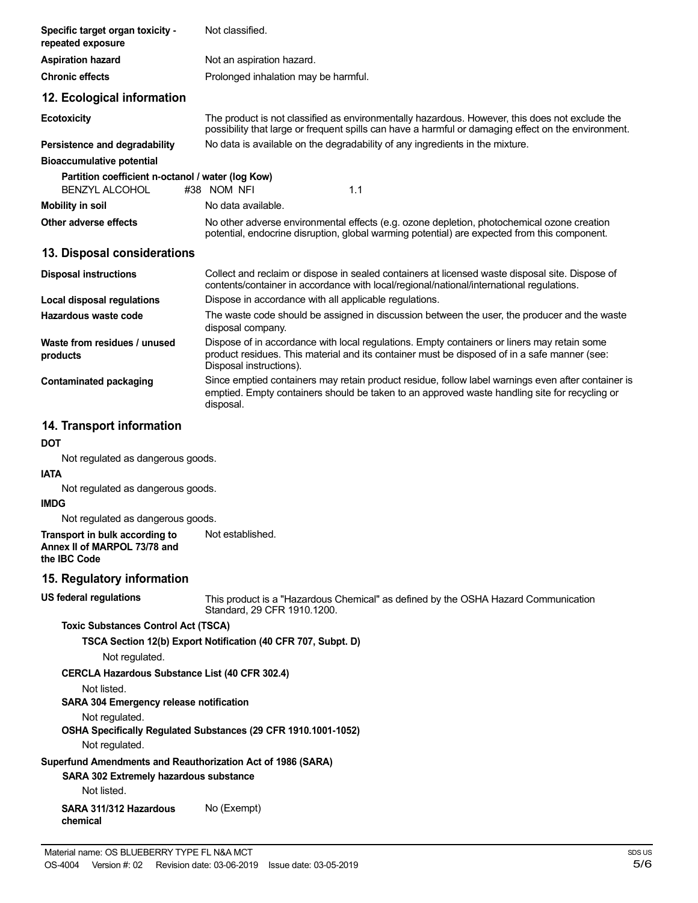| | |
|---|---|
| **Specific target organ toxicity - repeated exposure** | Not classified. |
| **Aspiration hazard** | Not an aspiration hazard. |
| **Chronic effects** | Prolonged inhalation may be harmful. |

## 12. Ecological information

| | |
|---|---|
| **Ecotoxicity** | The product is not classified as environmentally hazardous. However, this does not exclude the possibility that large or frequent spills can have a harmful or damaging effect on the environment. |
| **Persistence and degradability** | No data is available on the degradability of any ingredients in the mixture. |

**Bioaccumulative potential**

**Partition coefficient n-octanol / water (log Kow)**

BENZYL ALCOHOL #38 NOM NFI 1.1

| | |
|---|---|
| **Mobility in soil** | No data available. |
| **Other adverse effects** | No other adverse environmental effects (e.g. ozone depletion, photochemical ozone creation potential, endocrine disruption, global warming potential) are expected from this component. |

## 13. Disposal considerations

| | |
|---|---|
| **Disposal instructions** | Collect and reclaim or dispose in sealed containers at licensed waste disposal site. Dispose of contents/container in accordance with local/regional/national/international regulations. |
| **Local disposal regulations** | Dispose in accordance with all applicable regulations. |
| **Hazardous waste code** | The waste code should be assigned in discussion between the user, the producer and the waste disposal company. |
| **Waste from residues / unused products** | Dispose of in accordance with local regulations. Empty containers or liners may retain some product residues. This material and its container must be disposed of in a safe manner (see: Disposal instructions). |
| **Contaminated packaging** | Since emptied containers may retain product residue, follow label warnings even after container is emptied. Empty containers should be taken to an approved waste handling site for recycling or disposal. |

## 14. Transport information

**DOT**

Not regulated as dangerous goods.

**IATA**

Not regulated as dangerous goods.

**IMDG**

Not regulated as dangerous goods.

| | |
|---|---|
| **Transport in bulk according to Annex II of MARPOL 73/78 and the IBC Code** | Not established. |

## 15. Regulatory information

| | |
|---|---|
| **US federal regulations** | This product is a "Hazardous Chemical" as defined by the OSHA Hazard Communication Standard, 29 CFR 1910.1200. |

**Toxic Substances Control Act (TSCA)**

**TSCA Section 12(b) Export Notification (40 CFR 707, Subpt. D)**

Not regulated.

**CERCLA Hazardous Substance List (40 CFR 302.4)**

Not listed.

**SARA 304 Emergency release notification**

Not regulated.

**OSHA Specifically Regulated Substances (29 CFR 1910.1001-1052)**

Not regulated.

**Superfund Amendments and Reauthorization Act of 1986 (SARA)**

**SARA 302 Extremely hazardous substance**

Not listed.

| | |
|---|---|
| **SARA 311/312 Hazardous chemical** | No (Exempt) |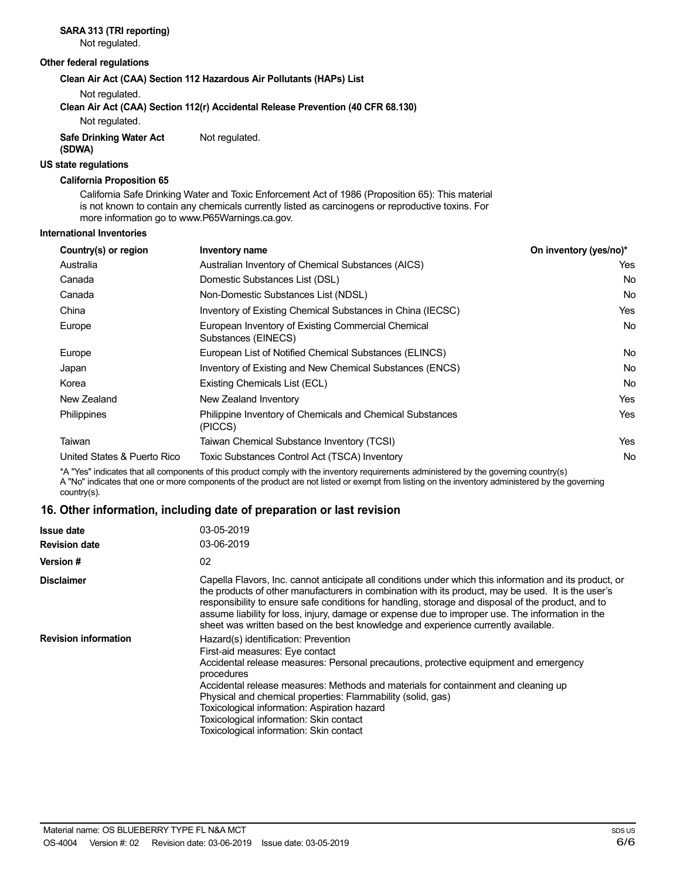**SARA 313 (TRI reporting)**

Not regulated.

**Other federal regulations**

**Clean Air Act (CAA) Section 112 Hazardous Air Pollutants (HAPs) List**

Not regulated.

**Clean Air Act (CAA) Section 112(r) Accidental Release Prevention (40 CFR 68.130)**

Not regulated.

**Safe Drinking Water Act (SDWA)** Not regulated.

**US state regulations**

**California Proposition 65**

California Safe Drinking Water and Toxic Enforcement Act of 1986 (Proposition 65): This material is not known to contain any chemicals currently listed as carcinogens or reproductive toxins. For more information go to www.P65Warnings.ca.gov.

**International Inventories**

| Country(s) or region | Inventory name | On inventory (yes/no)* |
|---|---|---|
| Australia | Australian Inventory of Chemical Substances (AICS) | Yes |
| Canada | Domestic Substances List (DSL) | No |
| Canada | Non-Domestic Substances List (NDSL) | No |
| China | Inventory of Existing Chemical Substances in China (IECSC) | Yes |
| Europe | European Inventory of Existing Commercial Chemical Substances (EINECS) | No |
| Europe | European List of Notified Chemical Substances (ELINCS) | No |
| Japan | Inventory of Existing and New Chemical Substances (ENCS) | No |
| Korea | Existing Chemicals List (ECL) | No |
| New Zealand | New Zealand Inventory | Yes |
| Philippines | Philippine Inventory of Chemicals and Chemical Substances (PICCS) | Yes |
| Taiwan | Taiwan Chemical Substance Inventory (TCSI) | Yes |
| United States & Puerto Rico | Toxic Substances Control Act (TSCA) Inventory | No |

*A "Yes" indicates that all components of this product comply with the inventory requirements administered by the governing country(s)
A "No" indicates that one or more components of the product are not listed or exempt from listing on the inventory administered by the governing country(s).

## 16. Other information, including date of preparation or last revision

**Issue date** 03-05-2019

**Revision date** 03-06-2019

**Version #** 02

**Disclaimer** Capella Flavors, Inc. cannot anticipate all conditions under which this information and its product, or the products of other manufacturers in combination with its product, may be used. It is the user's responsibility to ensure safe conditions for handling, storage and disposal of the product, and to assume liability for loss, injury, damage or expense due to improper use. The information in the sheet was written based on the best knowledge and experience currently available.

**Revision information**

Hazard(s) identification: Prevention
First-aid measures: Eye contact
Accidental release measures: Personal precautions, protective equipment and emergency procedures
Accidental release measures: Methods and materials for containment and cleaning up
Physical and chemical properties: Flammability (solid, gas)
Toxicological information: Aspiration hazard
Toxicological information: Skin contact
Toxicological information: Skin contact